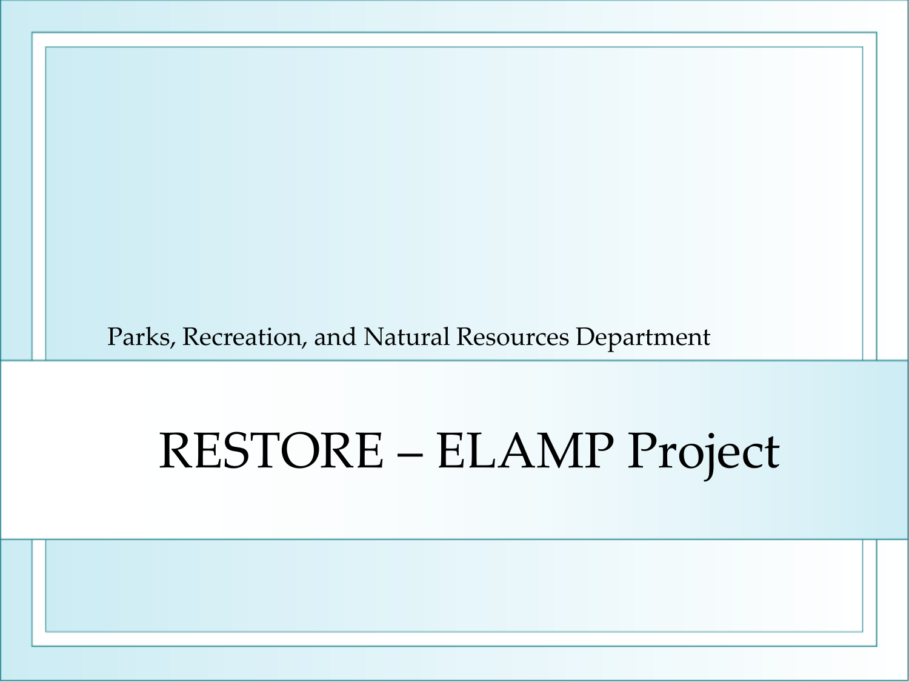Parks, Recreation, and Natural Resources Department

# RESTORE – ELAMP Project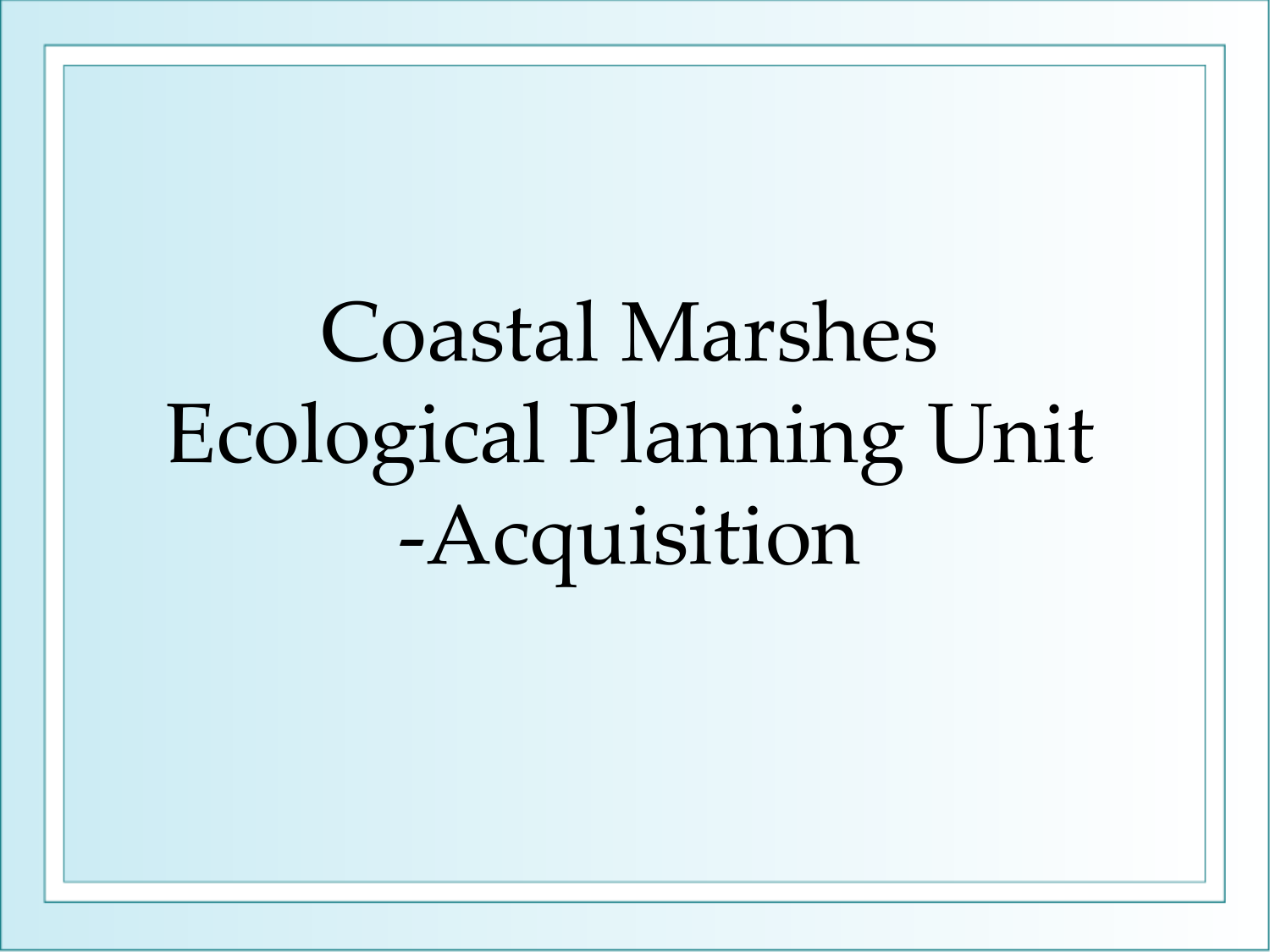# Coastal Marshes Ecological Planning Unit -Acquisition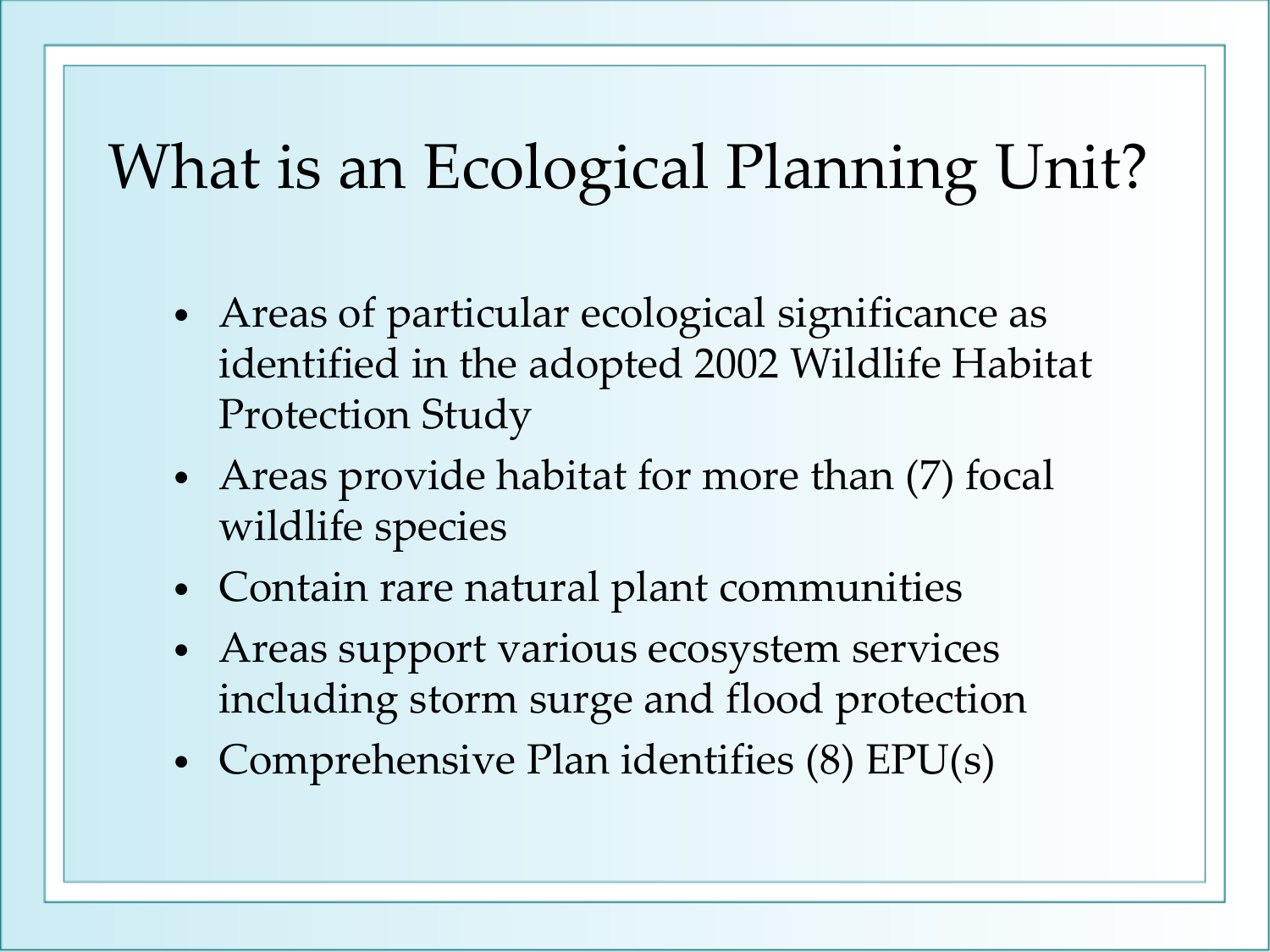# What is an Ecological Planning Unit?

- Areas of particular ecological significance as identified in the adopted 2002 Wildlife Habitat Protection Study
- Areas provide habitat for more than (7) focal wildlife species
- Contain rare natural plant communities
- Areas support various ecosystem services including storm surge and flood protection
- Comprehensive Plan identifies (8) EPU(s)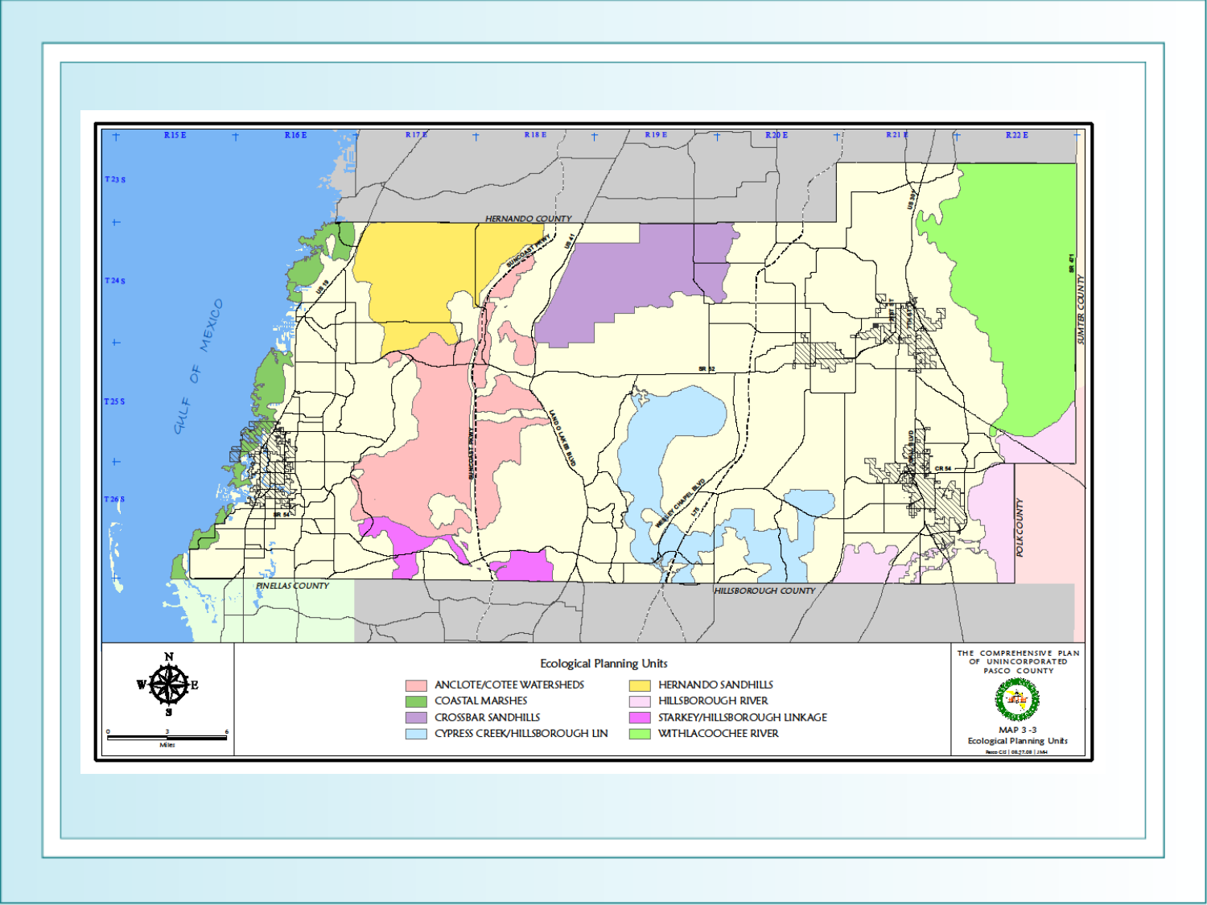THE COMPREHENSIVE PLAN OF UNINCORPORATED PASCO COUNTY

MAP 3-3

Ecological Planning Units

**Ecological Planning Units**

- ANCLOTE/COTEE WATERSHEDS
- COASTAL MARSHES
- CROSSBAR SANDHILLS
- CYPRESS CREEK/HILLSBOROUGH LIN
- HERNANDO SANDHILLS
- HILLSBOROUGH RIVER
- STARKEY/HILLSBOROUGH LINKAGE
- WITHLACOOCHEE RIVER

GULF OF MEXICO

HERNANDO COUNTY

PINELLAS COUNTY

HILLSBOROUGH COUNTY

POLK COUNTY

SUMTER COUNTY

R15 E, R16 E, R17 E, R18 E, R19 E, R20 E, R21 E, R22 E

T 23 S, T 24 S, T 25 S, T 26 S

0 3 6 Miles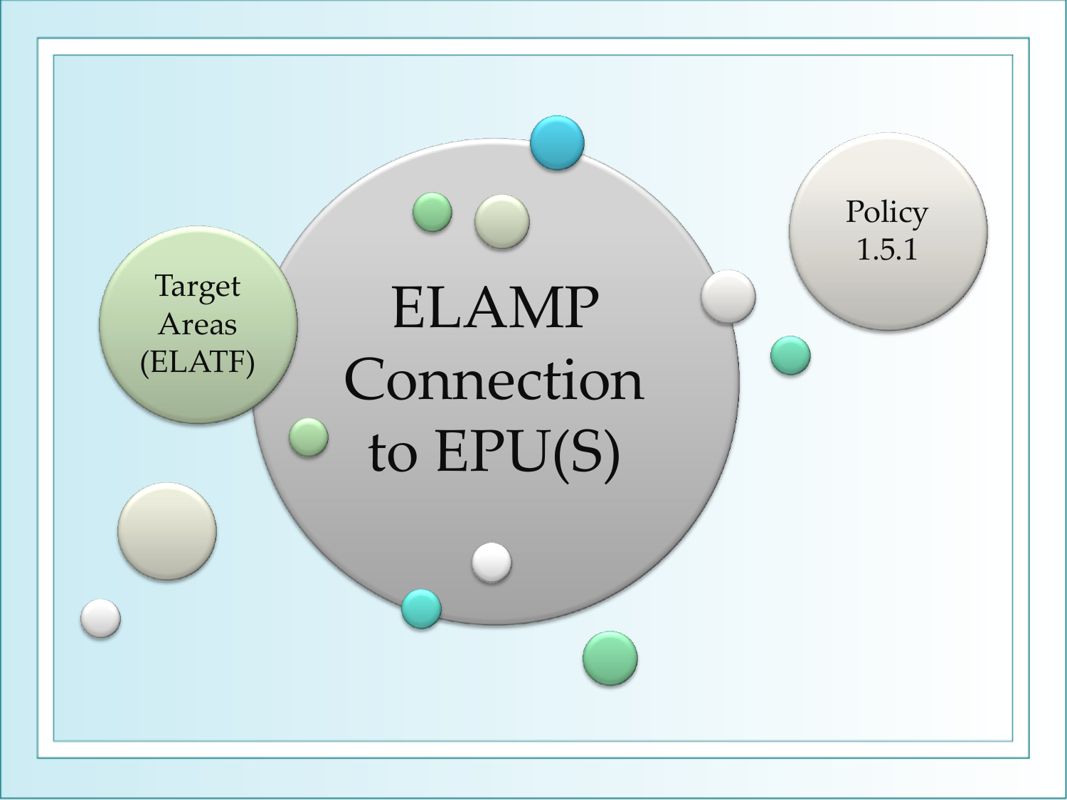# ELAMP Connection to EPU(S)

Target Areas (ELATF)

Policy 1.5.1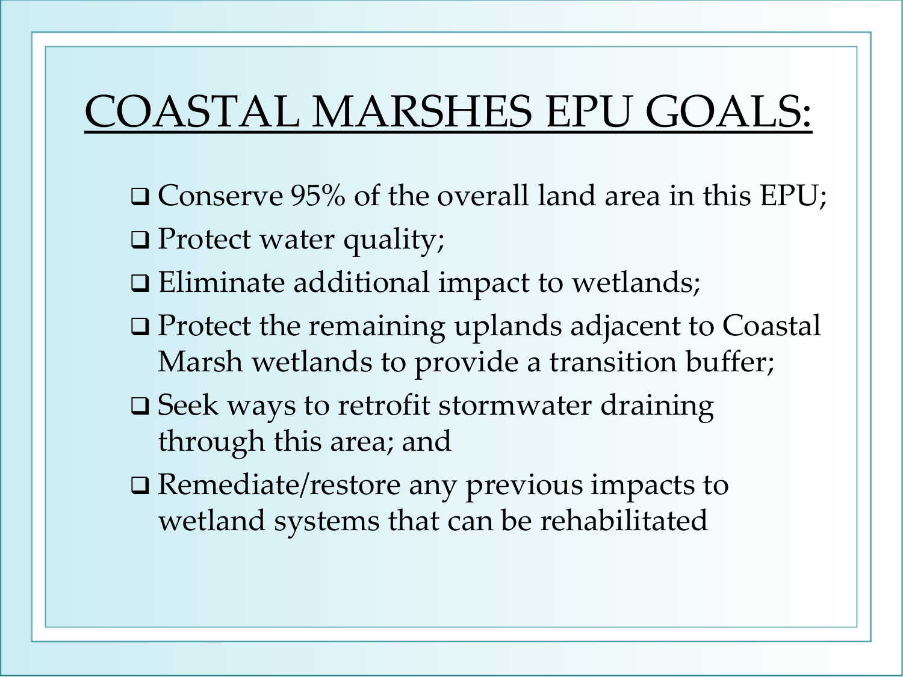# COASTAL MARSHES EPU GOALS:

- Conserve 95% of the overall land area in this EPU;
- Protect water quality;
- Eliminate additional impact to wetlands;
- Protect the remaining uplands adjacent to Coastal Marsh wetlands to provide a transition buffer;
- Seek ways to retrofit stormwater draining through this area; and
- Remediate/restore any previous impacts to wetland systems that can be rehabilitated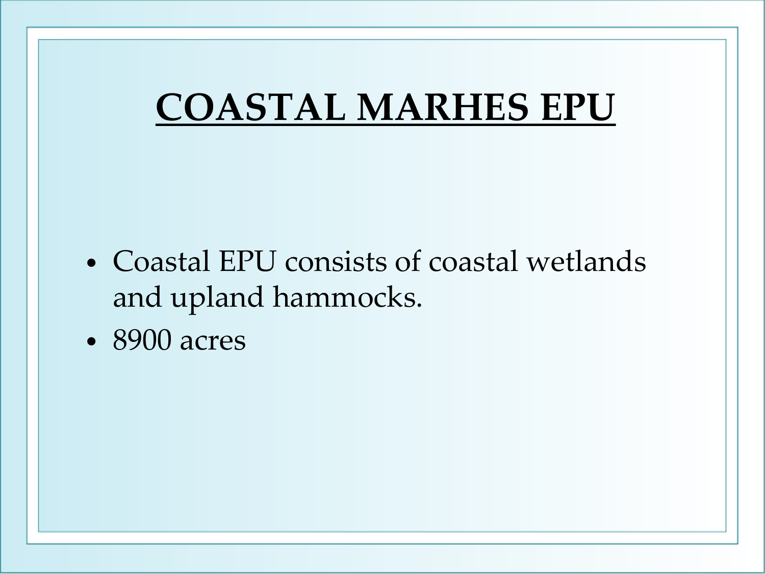# COASTAL MARHES EPU

- Coastal EPU consists of coastal wetlands and upland hammocks.
- 8900 acres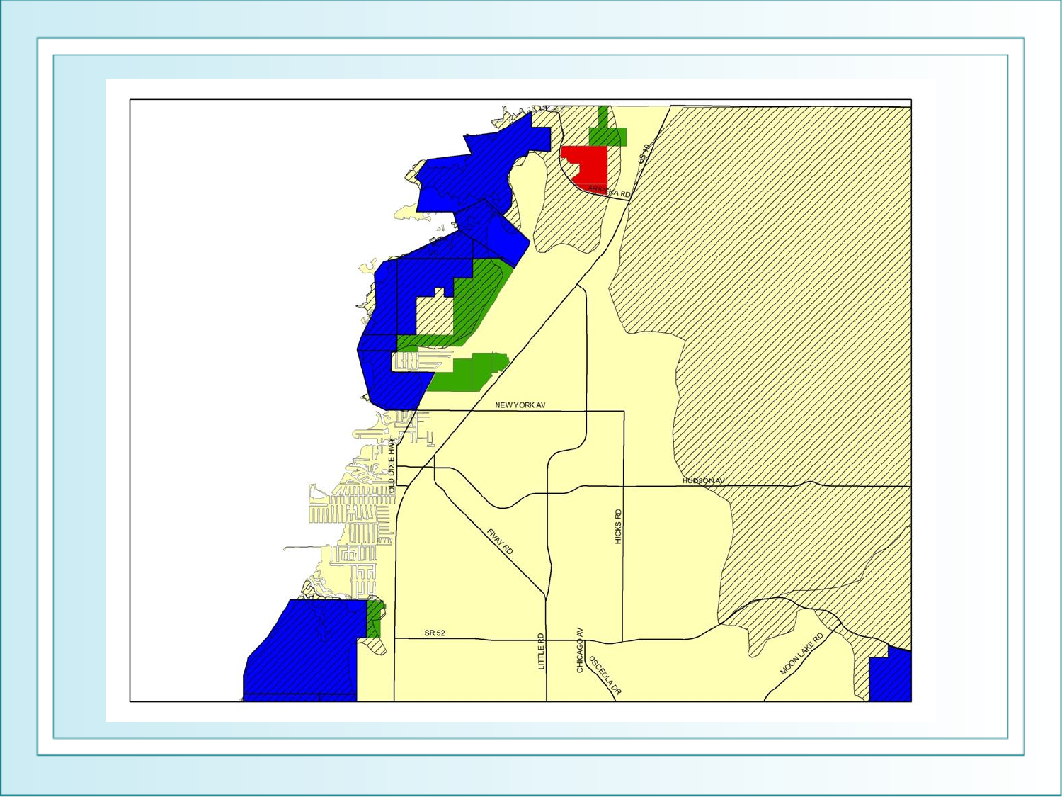ARIPEKA RD

US 19

NEW YORK AV

OLD DIXIE HWY

HUDSON AV

FIVAY RD

HICKS RD

SR 52

LITTLE RD

CHICAGO AV

OSCEOLA DR

MOON LAKE RD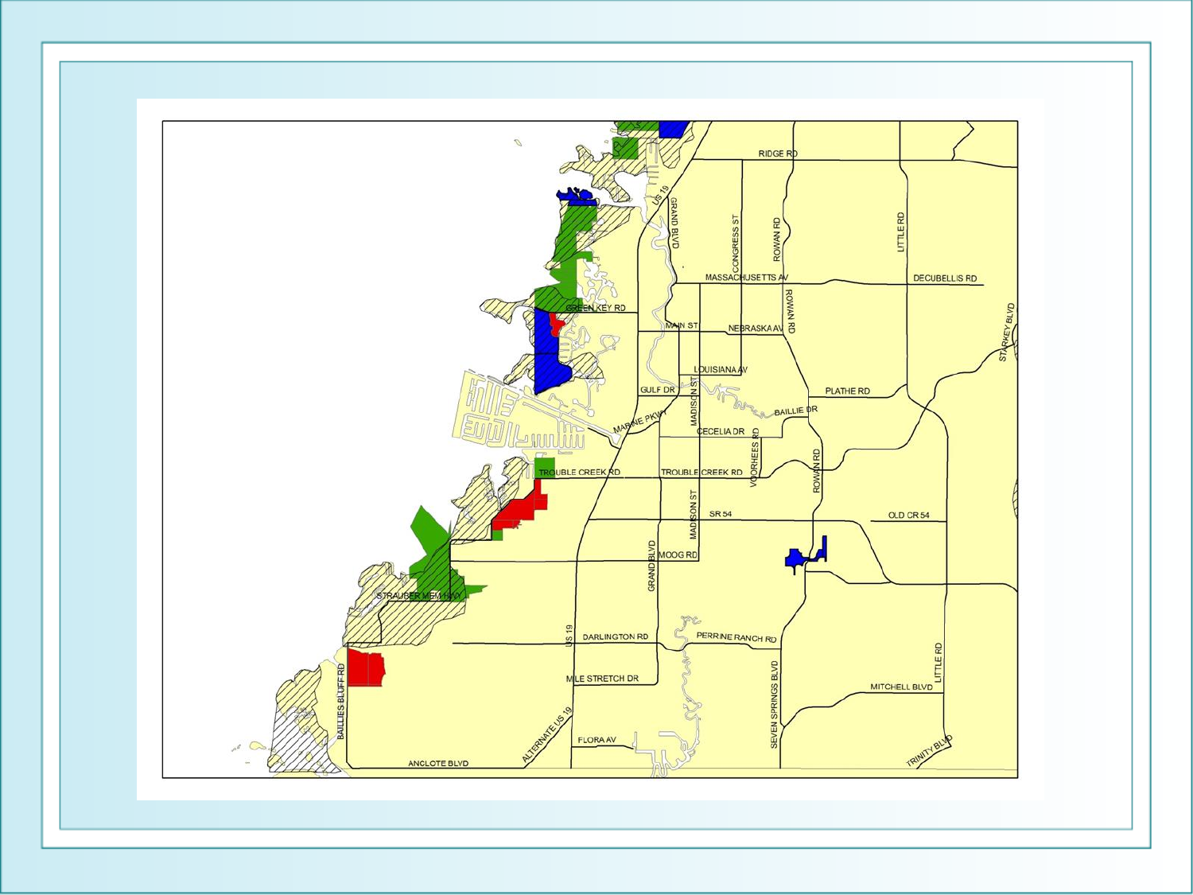RIDGE RD

US 19

GRAND BLVD

CONGRESS ST

ROWAN RD

LITTLE RD

MASSACHUSETTS AV

DECUBELLIS RD

GREEN KEY RD

MAIN ST

NEBRASKA AV

ROWAN RD

STARKEY BLVD

LOUISIANA AV

GULF DR

MADISON ST

PLATHE RD

BAILLIE DR

MARINE PKWY

CECELIA DR

VOORHEES RD

ROWAN RD

TROUBLE CREEK RD

TROUBLE CREEK RD

MADISON ST

SR 54

OLD CR 54

GRAND BLVD

MOOG RD

STRAUBER MEM HWY

US 19

DARLINGTON RD

PERRINE RANCH RD

BAILLIES BLUFF RD

MILE STRETCH DR

SEVEN SPRINGS BLVD

LITTLE RD

MITCHELL BLVD

ALTERNATE US 19

FLORA AV

ANCLOTE BLVD

TRINITY BLVD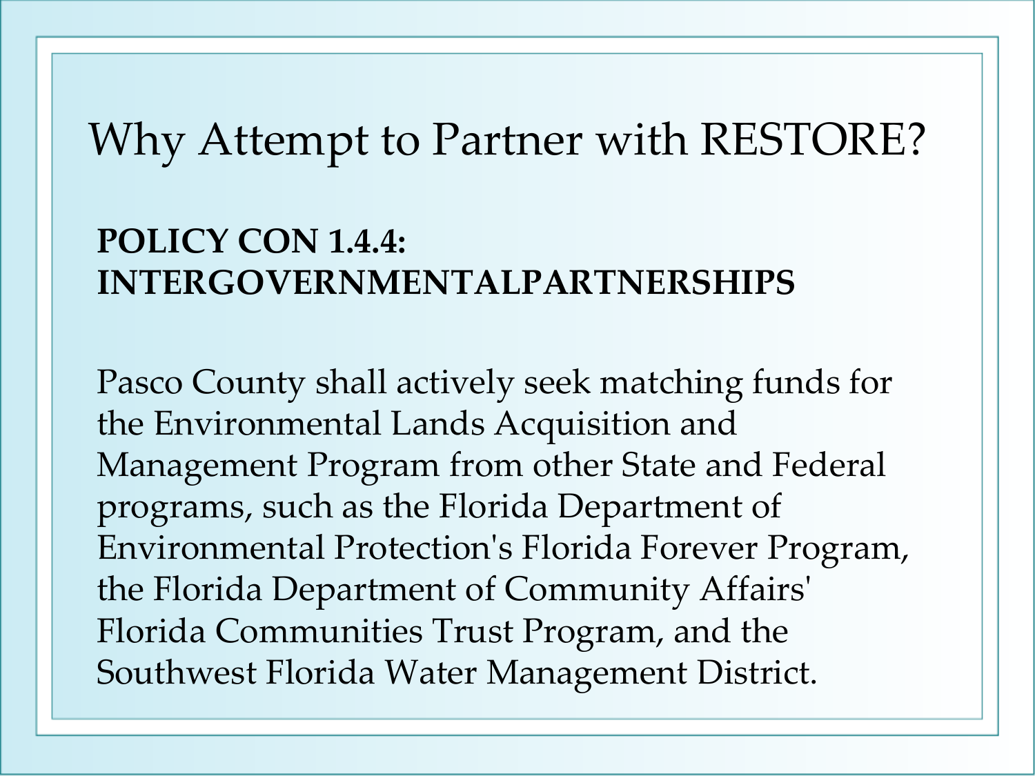# Why Attempt to Partner with RESTORE?

**POLICY CON 1.4.4: INTERGOVERNMENTALPARTNERSHIPS**

Pasco County shall actively seek matching funds for the Environmental Lands Acquisition and Management Program from other State and Federal programs, such as the Florida Department of Environmental Protection's Florida Forever Program, the Florida Department of Community Affairs' Florida Communities Trust Program, and the Southwest Florida Water Management District.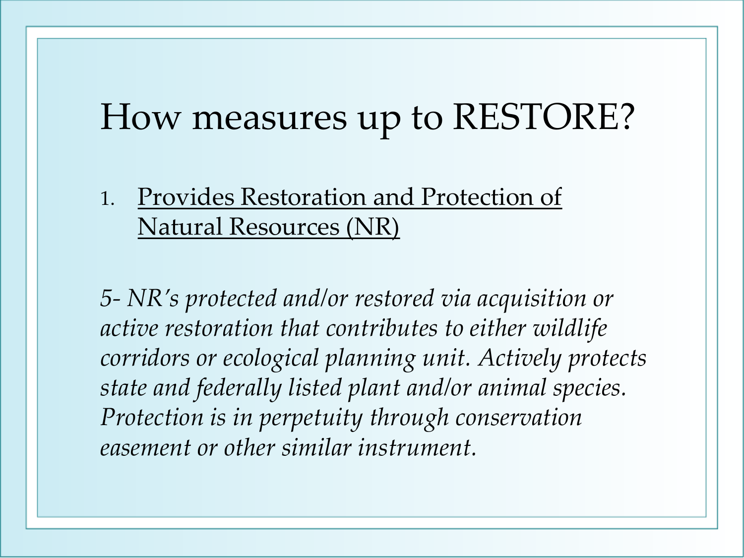# How measures up to RESTORE?

1. Provides Restoration and Protection of Natural Resources (NR)

*5- NR's protected and/or restored via acquisition or active restoration that contributes to either wildlife corridors or ecological planning unit. Actively protects state and federally listed plant and/or animal species. Protection is in perpetuity through conservation easement or other similar instrument.*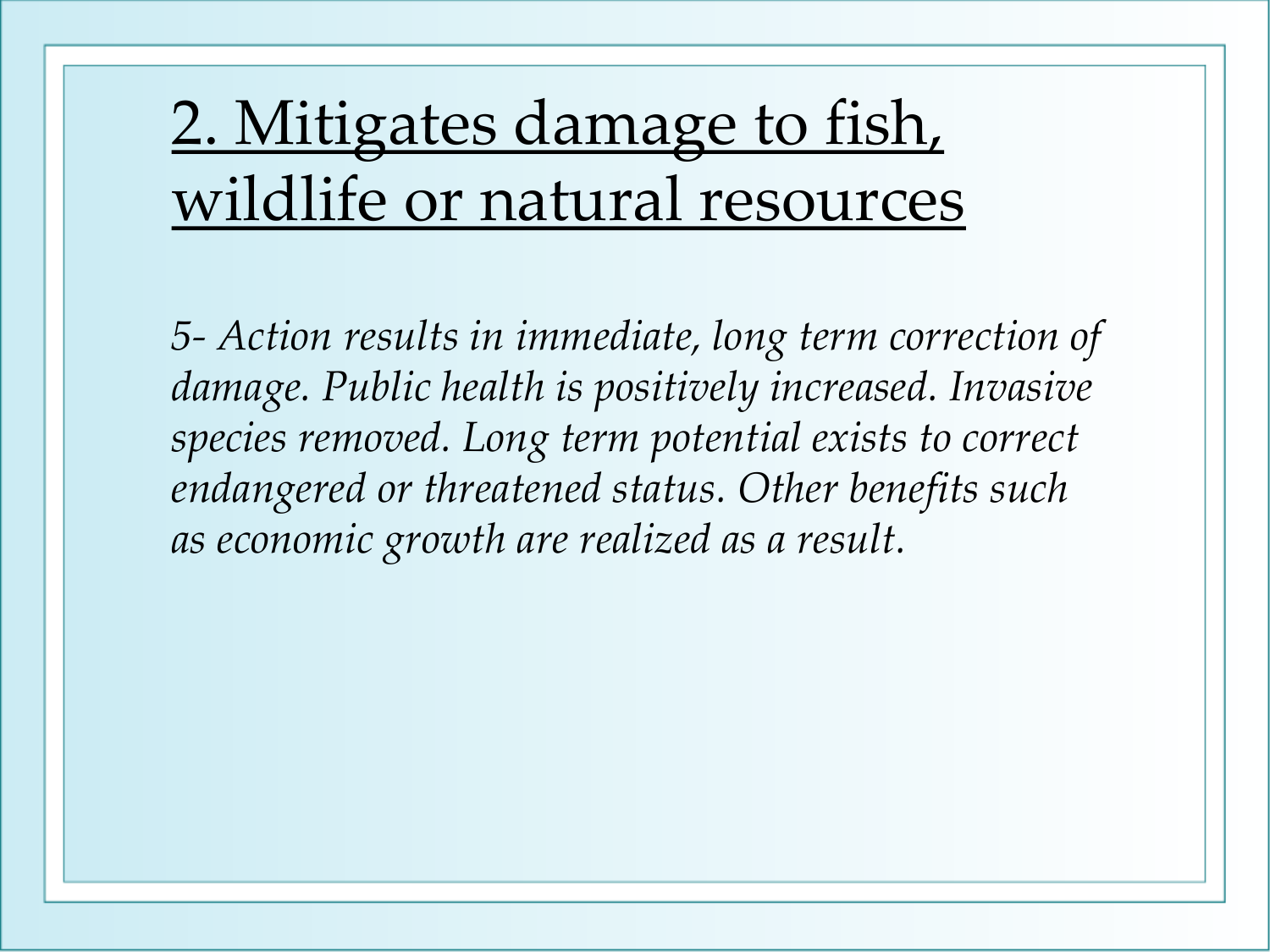# 2. Mitigates damage to fish, wildlife or natural resources

*5- Action results in immediate, long term correction of damage. Public health is positively increased. Invasive species removed. Long term potential exists to correct endangered or threatened status. Other benefits such as economic growth are realized as a result.*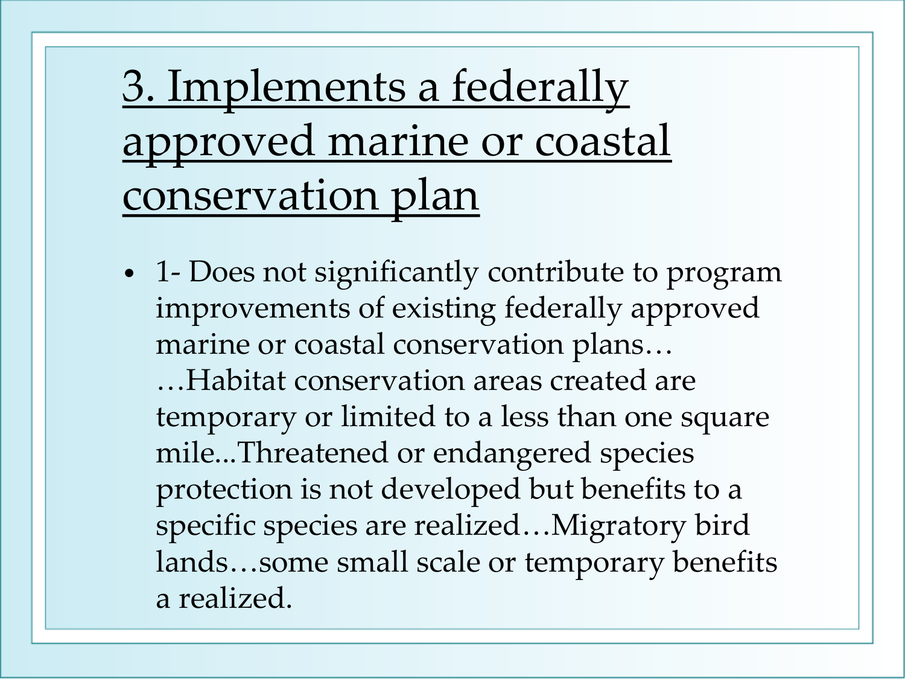# 3. Implements a federally approved marine or coastal conservation plan

- 1- Does not significantly contribute to program improvements of existing federally approved marine or coastal conservation plans… …Habitat conservation areas created are temporary or limited to a less than one square mile...Threatened or endangered species protection is not developed but benefits to a specific species are realized…Migratory bird lands…some small scale or temporary benefits a realized.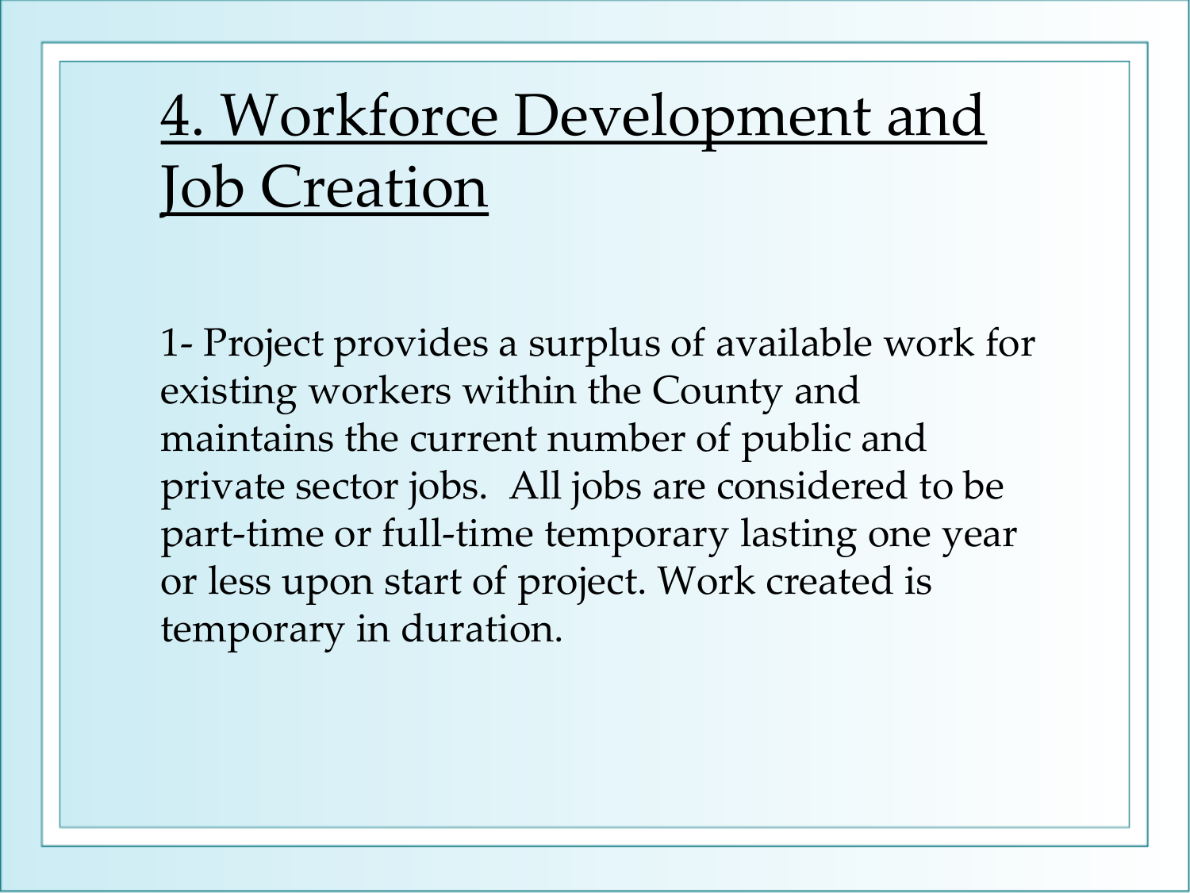# 4. Workforce Development and Job Creation

1- Project provides a surplus of available work for existing workers within the County and maintains the current number of public and private sector jobs. All jobs are considered to be part-time or full-time temporary lasting one year or less upon start of project. Work created is temporary in duration.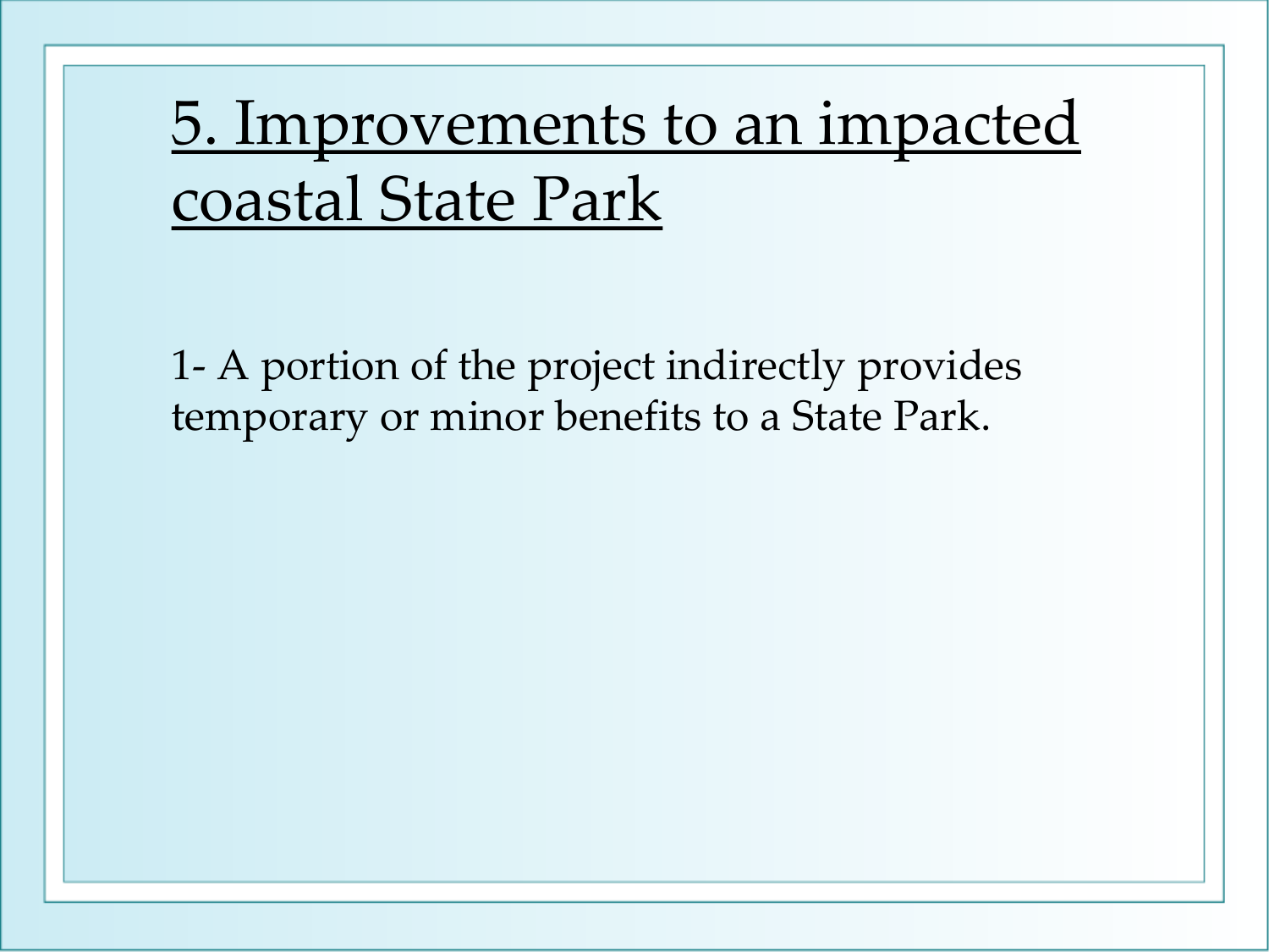# 5. Improvements to an impacted coastal State Park

1- A portion of the project indirectly provides temporary or minor benefits to a State Park.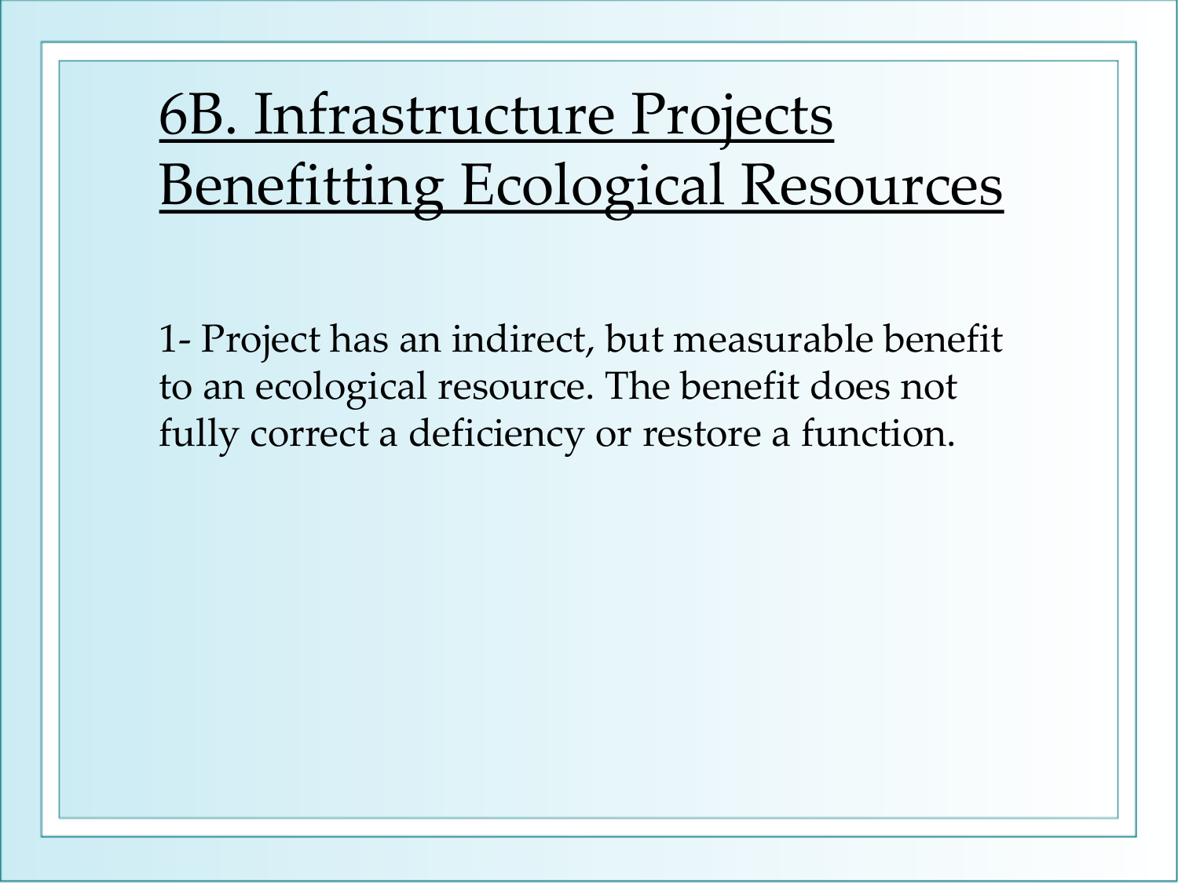# 6B. Infrastructure Projects Benefitting Ecological Resources

1- Project has an indirect, but measurable benefit to an ecological resource. The benefit does not fully correct a deficiency or restore a function.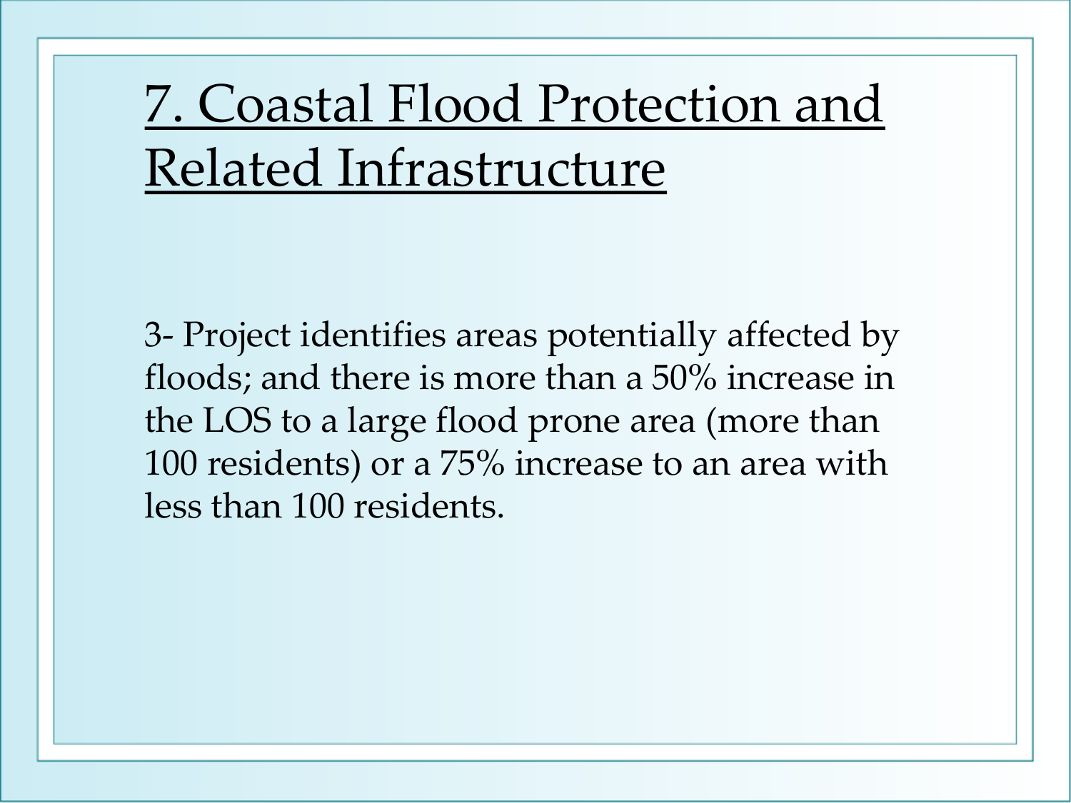# 7. Coastal Flood Protection and Related Infrastructure

3- Project identifies areas potentially affected by floods; and there is more than a 50% increase in the LOS to a large flood prone area (more than 100 residents) or a 75% increase to an area with less than 100 residents.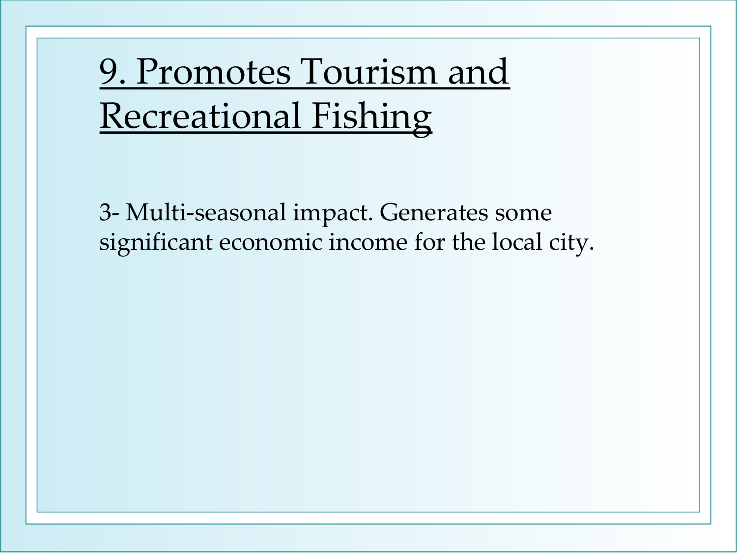# 9. Promotes Tourism and Recreational Fishing

3- Multi-seasonal impact. Generates some significant economic income for the local city.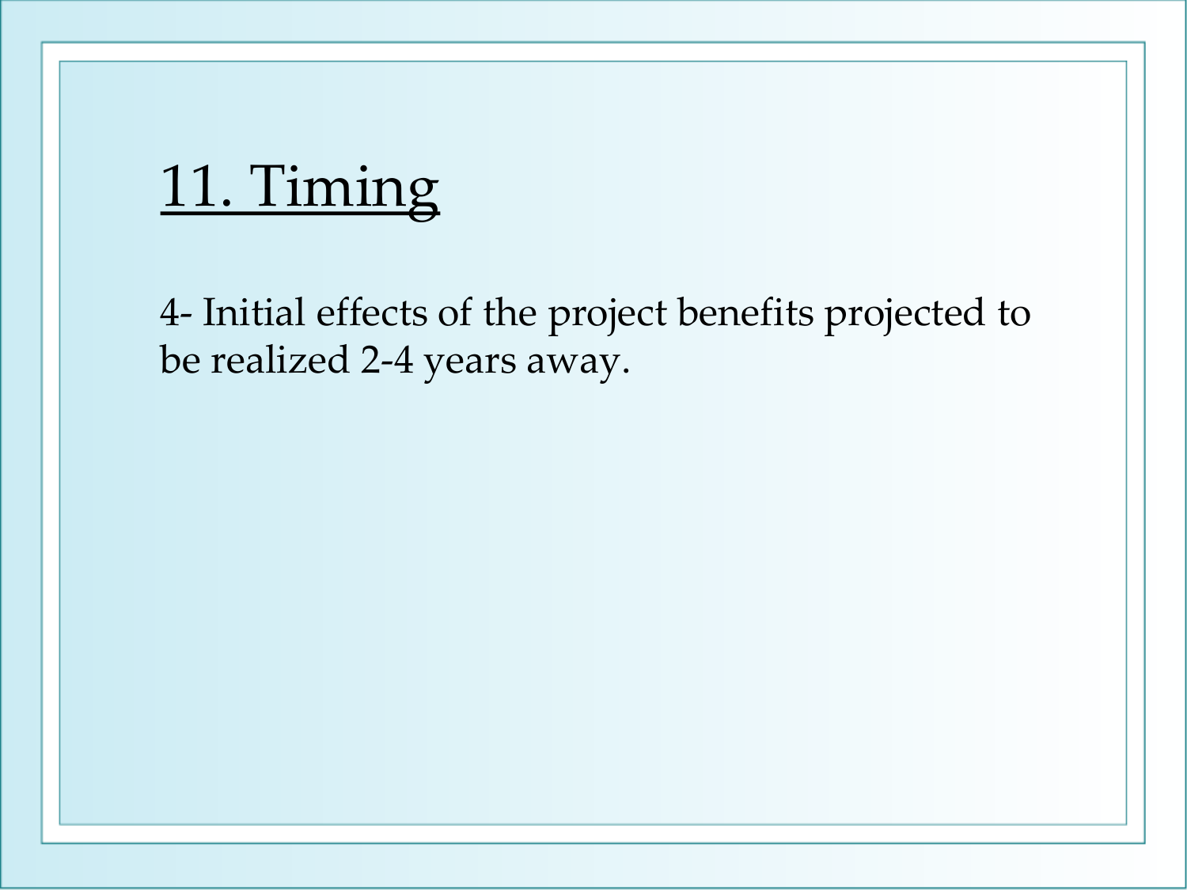# 11. Timing

4- Initial effects of the project benefits projected to be realized 2-4 years away.